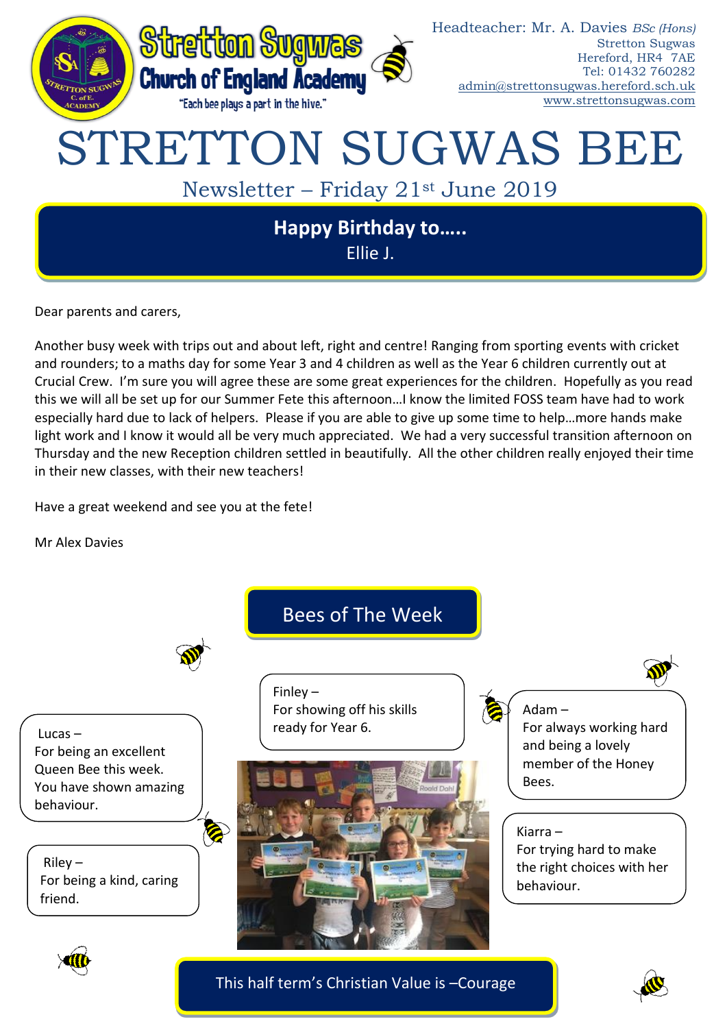Stretton Sugwas Church of England Academy

"Each bee plays a part in the hive."

Headteacher: Mr. A. Davies *BSc (Hons)*
Stretton Sugwas
Hereford, HR4 7AE
Tel: 01432 760282
admin@strettonsugwas.hereford.sch.uk
www.strettonsugwas.com

# STRETTON SUGWAS BEE

## Newsletter – Friday 21st June 2019

**Happy Birthday to…..**
Ellie J.

Dear parents and carers,

Another busy week with trips out and about left, right and centre! Ranging from sporting events with cricket and rounders; to a maths day for some Year 3 and 4 children as well as the Year 6 children currently out at Crucial Crew. I'm sure you will agree these are some great experiences for the children. Hopefully as you read this we will all be set up for our Summer Fete this afternoon…I know the limited FOSS team have had to work especially hard due to lack of helpers. Please if you are able to give up some time to help…more hands make light work and I know it would all be very much appreciated. We had a very successful transition afternoon on Thursday and the new Reception children settled in beautifully. All the other children really enjoyed their time in their new classes, with their new teachers!

Have a great weekend and see you at the fete!

Mr Alex Davies

## Bees of The Week

Lucas – For being an excellent Queen Bee this week. You have shown amazing behaviour.

Riley – For being a kind, caring friend.

Finley – For showing off his skills ready for Year 6.

Adam – For always working hard and being a lovely member of the Honey Bees.

Kiarra – For trying hard to make the right choices with her behaviour.

This half term's Christian Value is –Courage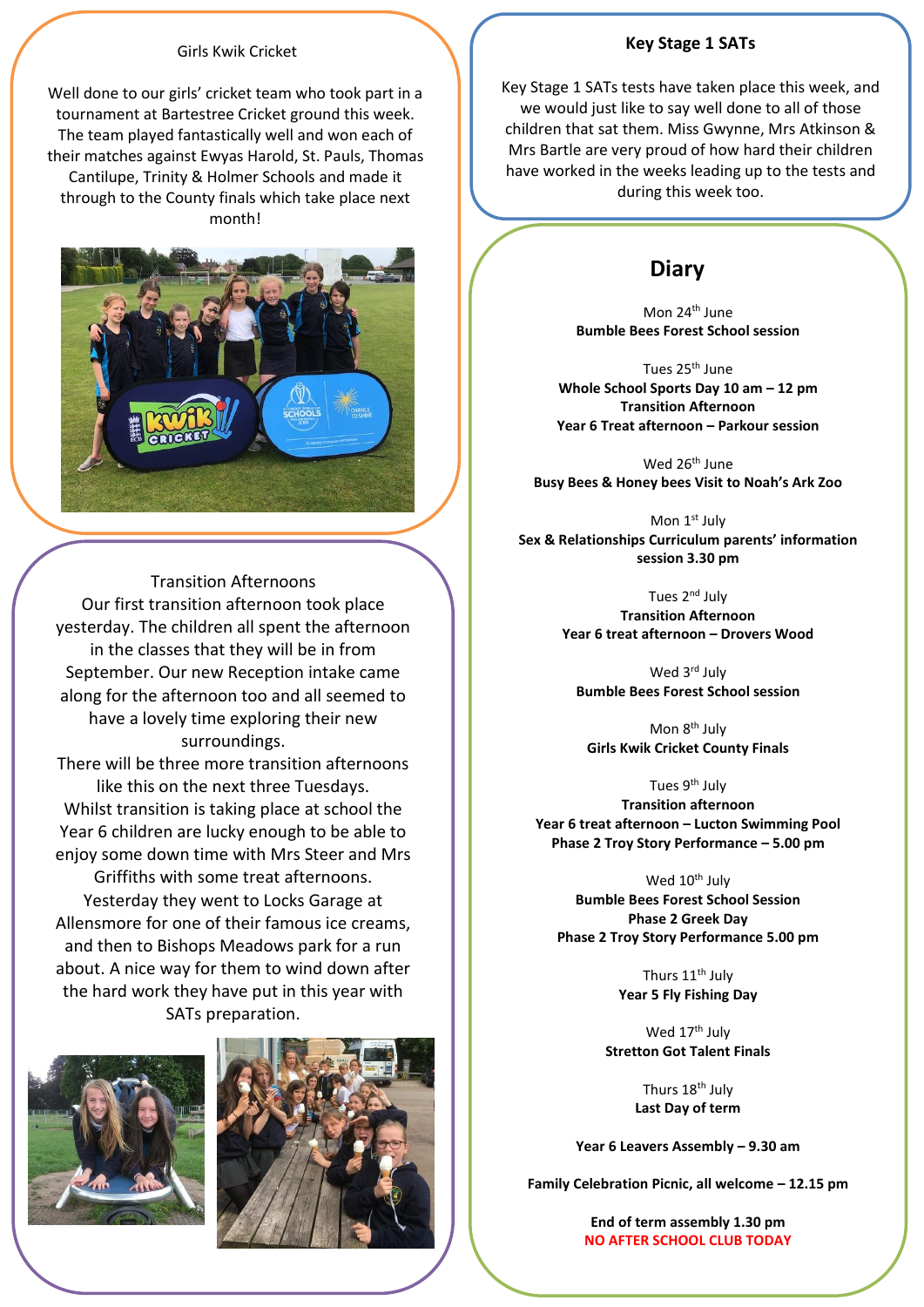## Girls Kwik Cricket

Well done to our girls' cricket team who took part in a tournament at Bartestree Cricket ground this week. The team played fantastically well and won each of their matches against Ewyas Harold, St. Pauls, Thomas Cantilupe, Trinity & Holmer Schools and made it through to the County finals which take place next month!

## Transition Afternoons

Our first transition afternoon took place yesterday. The children all spent the afternoon in the classes that they will be in from September. Our new Reception intake came along for the afternoon too and all seemed to have a lovely time exploring their new surroundings.

There will be three more transition afternoons like this on the next three Tuesdays.

Whilst transition is taking place at school the Year 6 children are lucky enough to be able to enjoy some down time with Mrs Steer and Mrs Griffiths with some treat afternoons.

Yesterday they went to Locks Garage at Allensmore for one of their famous ice creams, and then to Bishops Meadows park for a run about. A nice way for them to wind down after the hard work they have put in this year with SATs preparation.

## Key Stage 1 SATs

Key Stage 1 SATs tests have taken place this week, and we would just like to say well done to all of those children that sat them. Miss Gwynne, Mrs Atkinson & Mrs Bartle are very proud of how hard their children have worked in the weeks leading up to the tests and during this week too.

## Diary

Mon 24th June
**Bumble Bees Forest School session**

Tues 25th June
**Whole School Sports Day 10 am – 12 pm**
**Transition Afternoon**
**Year 6 Treat afternoon – Parkour session**

Wed 26th June
**Busy Bees & Honey bees Visit to Noah's Ark Zoo**

Mon 1st July
**Sex & Relationships Curriculum parents' information session 3.30 pm**

Tues 2nd July
**Transition Afternoon**
**Year 6 treat afternoon – Drovers Wood**

Wed 3rd July
**Bumble Bees Forest School session**

Mon 8th July
**Girls Kwik Cricket County Finals**

Tues 9th July
**Transition afternoon**
**Year 6 treat afternoon – Lucton Swimming Pool**
**Phase 2 Troy Story Performance – 5.00 pm**

Wed 10th July
**Bumble Bees Forest School Session**
**Phase 2 Greek Day**
**Phase 2 Troy Story Performance 5.00 pm**

Thurs 11th July
**Year 5 Fly Fishing Day**

Wed 17th July
**Stretton Got Talent Finals**

Thurs 18th July
**Last Day of term**

**Year 6 Leavers Assembly – 9.30 am**

**Family Celebration Picnic, all welcome – 12.15 pm**

**End of term assembly 1.30 pm**
**NO AFTER SCHOOL CLUB TODAY**